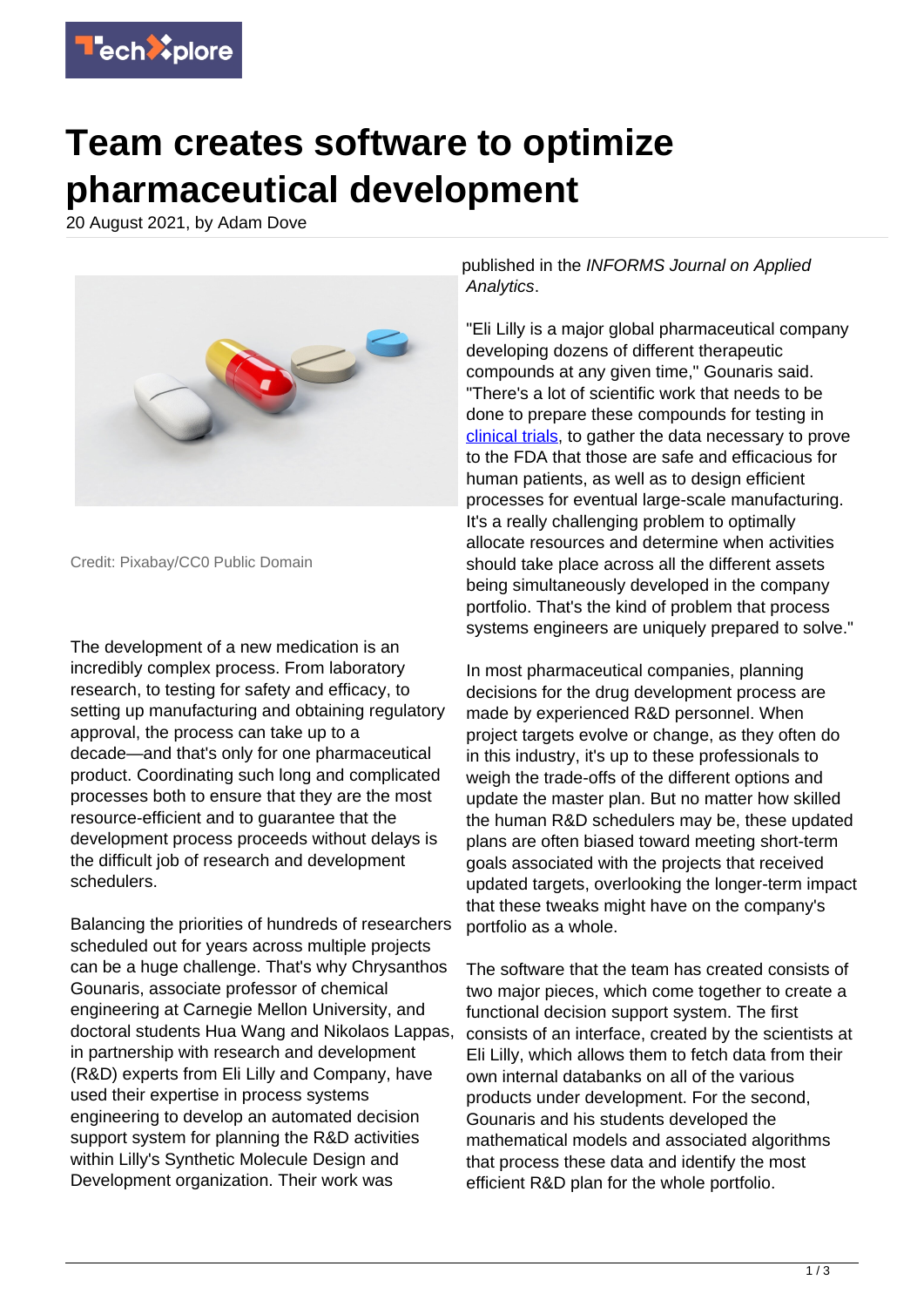# Team creates software to optimize pharmaceutical development

20 August 2021, by Adam Dove

Credit: Pixabay/CC0 Public Domain

The development of a new medication is an incredibly complex process. From laboratory research, to testing for safety and efficacy, to setting up manufacturing and obtaining regulatory approval, the process can take up to a decade—and that's only for one pharmaceutical product. Coordinating such long and complicated processes both to ensure that they are the most resource-efficient and to guarantee that the development process proceeds without delays is the difficult job of research and development schedulers.

Balancing the priorities of hundreds of researchers scheduled out for years across multiple projects can be a huge challenge. That's why Chrysanthos Gounaris, associate professor of chemical engineering at Carnegie Mellon University, and doctoral students Hua Wang and Nikolaos Lappas, in partnership with research and development (R&D) experts from Eli Lilly and Company, have used their expertise in process systems engineering to develop an automated decision support system for planning the R&D activities within Lilly's Synthetic Molecule Design and Development organization. Their work was published in the *INFORMS Journal on Applied Analytics*.

"Eli Lilly is a major global pharmaceutical company developing dozens of different therapeutic compounds at any given time," Gounaris said. "There's a lot of scientific work that needs to be done to prepare these compounds for testing in clinical trials, to gather the data necessary to prove to the FDA that those are safe and efficacious for human patients, as well as to design efficient processes for eventual large-scale manufacturing. It's a really challenging problem to optimally allocate resources and determine when activities should take place across all the different assets being simultaneously developed in the company portfolio. That's the kind of problem that process systems engineers are uniquely prepared to solve."

In most pharmaceutical companies, planning decisions for the drug development process are made by experienced R&D personnel. When project targets evolve or change, as they often do in this industry, it's up to these professionals to weigh the trade-offs of the different options and update the master plan. But no matter how skilled the human R&D schedulers may be, these updated plans are often biased toward meeting short-term goals associated with the projects that received updated targets, overlooking the longer-term impact that these tweaks might have on the company's portfolio as a whole.

The software that the team has created consists of two major pieces, which come together to create a functional decision support system. The first consists of an interface, created by the scientists at Eli Lilly, which allows them to fetch data from their own internal databanks on all of the various products under development. For the second, Gounaris and his students developed the mathematical models and associated algorithms that process these data and identify the most efficient R&D plan for the whole portfolio.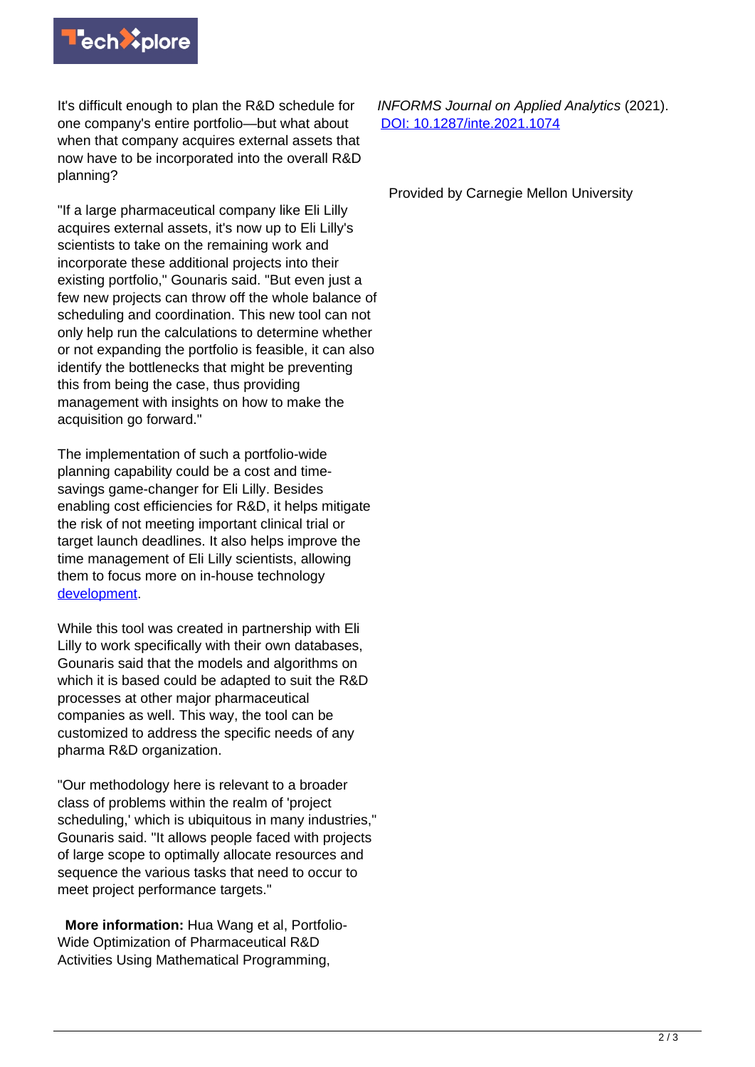It's difficult enough to plan the R&D schedule for one company's entire portfolio—but what about when that company acquires external assets that now have to be incorporated into the overall R&D planning?

"If a large pharmaceutical company like Eli Lilly acquires external assets, it's now up to Eli Lilly's scientists to take on the remaining work and incorporate these additional projects into their existing portfolio," Gounaris said. "But even just a few new projects can throw off the whole balance of scheduling and coordination. This new tool can not only help run the calculations to determine whether or not expanding the portfolio is feasible, it can also identify the bottlenecks that might be preventing this from being the case, thus providing management with insights on how to make the acquisition go forward."

The implementation of such a portfolio-wide planning capability could be a cost and time-savings game-changer for Eli Lilly. Besides enabling cost efficiencies for R&D, it helps mitigate the risk of not meeting important clinical trial or target launch deadlines. It also helps improve the time management of Eli Lilly scientists, allowing them to focus more on in-house technology development.

While this tool was created in partnership with Eli Lilly to work specifically with their own databases, Gounaris said that the models and algorithms on which it is based could be adapted to suit the R&D processes at other major pharmaceutical companies as well. This way, the tool can be customized to address the specific needs of any pharma R&D organization.

"Our methodology here is relevant to a broader class of problems within the realm of 'project scheduling,' which is ubiquitous in many industries," Gounaris said. "It allows people faced with projects of large scope to optimally allocate resources and sequence the various tasks that need to occur to meet project performance targets."

**More information:** Hua Wang et al, Portfolio-Wide Optimization of Pharmaceutical R&D Activities Using Mathematical Programming, *INFORMS Journal on Applied Analytics* (2021). DOI: 10.1287/inte.2021.1074

Provided by Carnegie Mellon University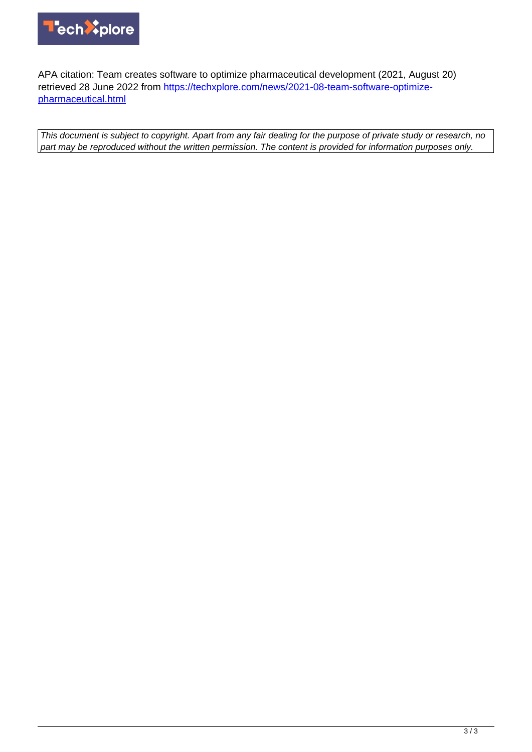APA citation: Team creates software to optimize pharmaceutical development (2021, August 20) retrieved 28 June 2022 from https://techxplore.com/news/2021-08-team-software-optimize-pharmaceutical.html

*This document is subject to copyright. Apart from any fair dealing for the purpose of private study or research, no part may be reproduced without the written permission. The content is provided for information purposes only.*